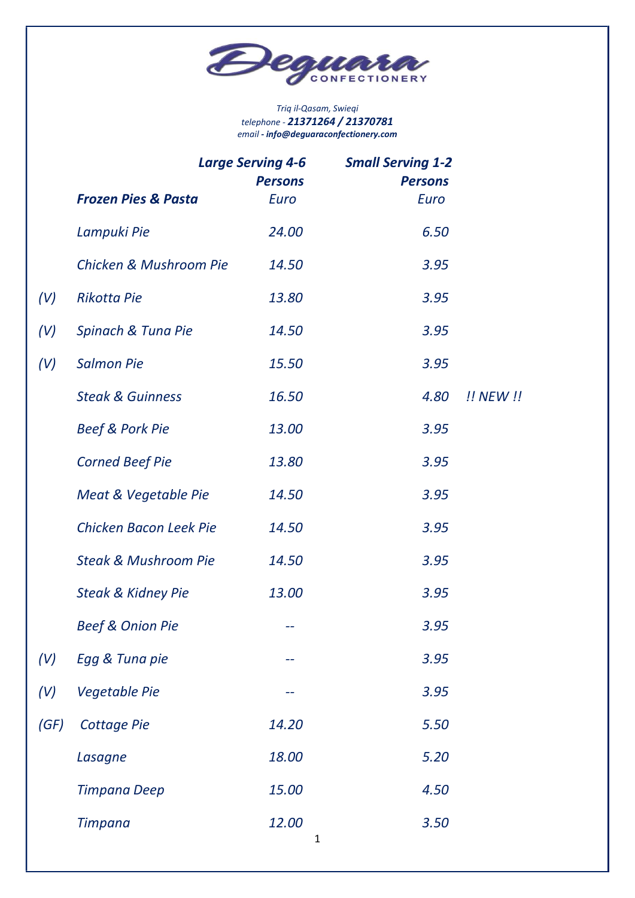# Deguara CONFECTIONERY

*Triq il-Qasam, Swieqi*
*telephone - **21371264 / 21370781***
*email - **info@deguaraconfectionery.com***

| | Frozen Pies & Pasta | Large Serving 4-6 Persons Euro | Small Serving 1-2 Persons Euro | |
|---|---|---|---|---|
| | Lampuki Pie | 24.00 | 6.50 | |
| | Chicken & Mushroom Pie | 14.50 | 3.95 | |
| (V) | Rikotta Pie | 13.80 | 3.95 | |
| (V) | Spinach & Tuna Pie | 14.50 | 3.95 | |
| (V) | Salmon Pie | 15.50 | 3.95 | |
| | Steak & Guinness | 16.50 | 4.80 | !! NEW !! |
| | Beef & Pork Pie | 13.00 | 3.95 | |
| | Corned Beef Pie | 13.80 | 3.95 | |
| | Meat & Vegetable Pie | 14.50 | 3.95 | |
| | Chicken Bacon Leek Pie | 14.50 | 3.95 | |
| | Steak & Mushroom Pie | 14.50 | 3.95 | |
| | Steak & Kidney Pie | 13.00 | 3.95 | |
| | Beef & Onion Pie | -- | 3.95 | |
| (V) | Egg & Tuna pie | -- | 3.95 | |
| (V) | Vegetable Pie | -- | 3.95 | |
| (GF) | Cottage Pie | 14.20 | 5.50 | |
| | Lasagne | 18.00 | 5.20 | |
| | Timpana Deep | 15.00 | 4.50 | |
| | Timpana | 12.00 | 3.50 | |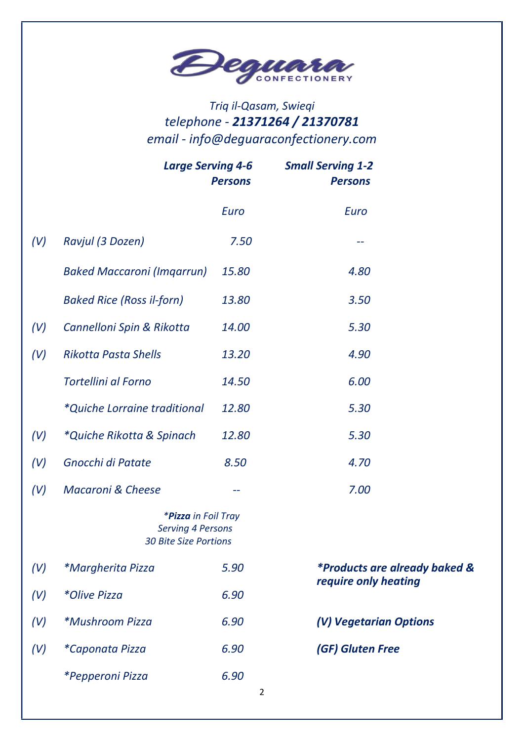# Deguara CONFECTIONERY

*Triq il-Qasam, Swieqi*

*telephone - **21371264 / 21370781***

*email - info@deguaraconfectionery.com*

| | | ***Large Serving 4-6 Persons*** | ***Small Serving 1-2 Persons*** |
|---|---|---|---|
| | | *Euro* | *Euro* |
| *(V)* | *Ravjul (3 Dozen)* | *7.50* | *--* |
| | *Baked Maccaroni (Imqarrun)* | *15.80* | *4.80* |
| | *Baked Rice (Ross il-forn)* | *13.80* | *3.50* |
| *(V)* | *Cannelloni Spin & Rikotta* | *14.00* | *5.30* |
| *(V)* | *Rikotta Pasta Shells* | *13.20* | *4.90* |
| | *Tortellini al Forno* | *14.50* | *6.00* |
| | **Quiche Lorraine traditional* | *12.80* | *5.30* |
| *(V)* | **Quiche Rikotta & Spinach* | *12.80* | *5.30* |
| *(V)* | *Gnocchi di Patate* | *8.50* | *4.70* |
| *(V)* | *Macaroni & Cheese* | *--* | *7.00* |

**Pizza* in Foil Tray*
*Serving 4 Persons*
*30 Bite Size Portions*

| | | |
|---|---|---|
| *(V)* | **Margherita Pizza* | *5.90* |
| *(V)* | **Olive Pizza* | *6.90* |
| *(V)* | **Mushroom Pizza* | *6.90* |
| *(V)* | **Caponata Pizza* | *6.90* |
| | **Pepperoni Pizza* | *6.90* |

***Products are already baked & require only heating***

***(V) Vegetarian Options***

***(GF) Gluten Free***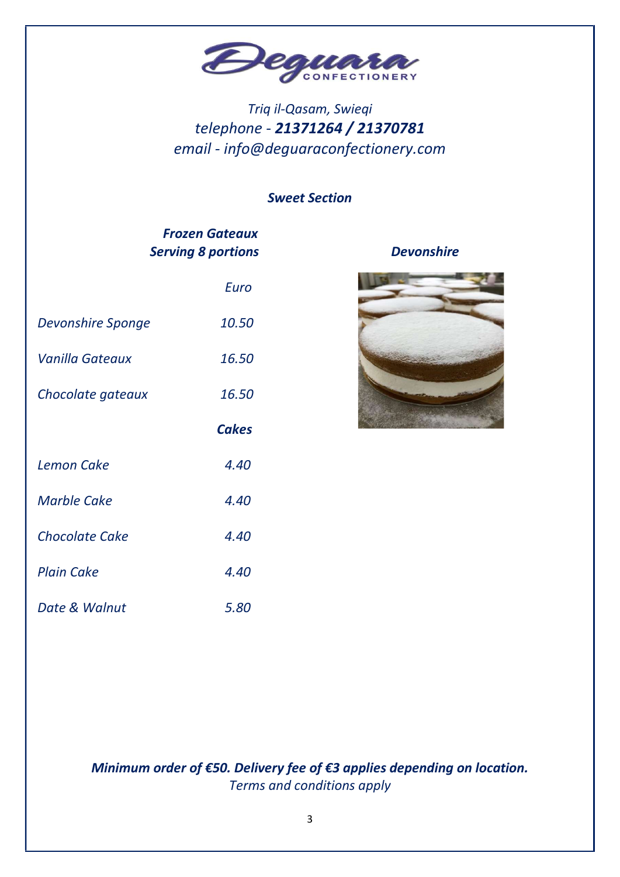Deguara CONFECTIONERY

*Triq il-Qasam, Swieqi*
*telephone - **21371264 / 21370781***
*email - info@deguaraconfectionery.com*

## ***Sweet Section***

### ***Frozen Gateaux Serving 8 portions***

| | Euro |
|---|---|
| *Devonshire Sponge* | *10.50* |
| *Vanilla Gateaux* | *16.50* |
| *Chocolate gateaux* | *16.50* |

### ***Cakes***

| | |
|---|---|
| *Lemon Cake* | *4.40* |
| *Marble Cake* | *4.40* |
| *Chocolate Cake* | *4.40* |
| *Plain Cake* | *4.40* |
| *Date & Walnut* | *5.80* |

***Devonshire***

***Minimum order of €50. Delivery fee of €3 applies depending on location.***
*Terms and conditions apply*